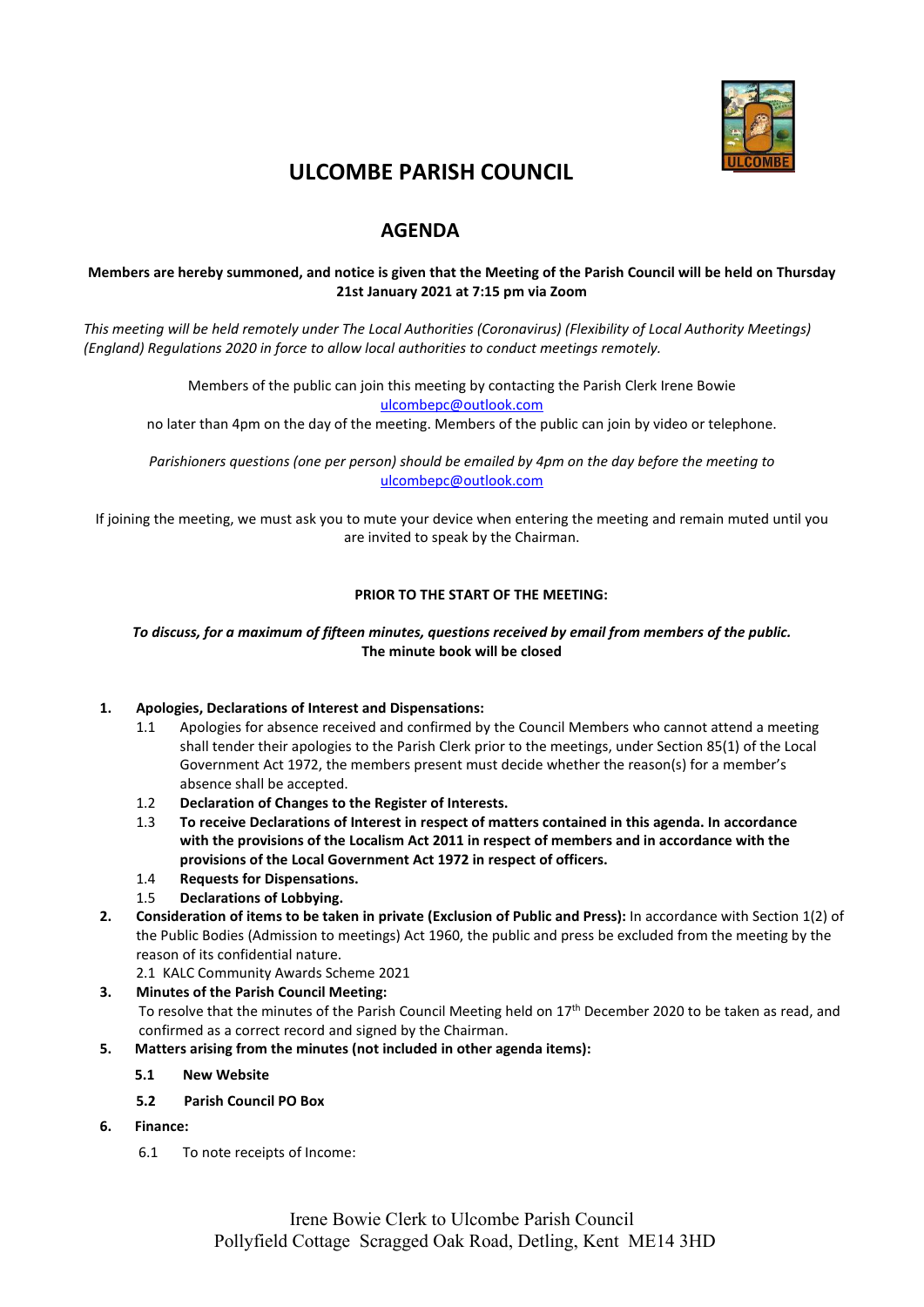# ULCOMBE PARISH COUNCIL

## AGENDA

**Members are hereby summoned, and notice is given that the Meeting of the Parish Council will be held on Thursday 21st January 2021 at 7:15 pm via Zoom**

*This meeting will be held remotely under The Local Authorities (Coronavirus) (Flexibility of Local Authority Meetings) (England) Regulations 2020 in force to allow local authorities to conduct meetings remotely.*

Members of the public can join this meeting by contacting the Parish Clerk Irene Bowie ulcombepc@outlook.com no later than 4pm on the day of the meeting. Members of the public can join by video or telephone.

*Parishioners questions (one per person) should be emailed by 4pm on the day before the meeting to* ulcombepc@outlook.com

If joining the meeting, we must ask you to mute your device when entering the meeting and remain muted until you are invited to speak by the Chairman.

**PRIOR TO THE START OF THE MEETING:**

***To discuss, for a maximum of fifteen minutes, questions received by email from members of the public.***
**The minute book will be closed**

1. **Apologies, Declarations of Interest and Dispensations:**
   - 1.1 Apologies for absence received and confirmed by the Council Members who cannot attend a meeting shall tender their apologies to the Parish Clerk prior to the meetings, under Section 85(1) of the Local Government Act 1972, the members present must decide whether the reason(s) for a member's absence shall be accepted.
   - 1.2 **Declaration of Changes to the Register of Interests.**
   - 1.3 **To receive Declarations of Interest in respect of matters contained in this agenda. In accordance with the provisions of the Localism Act 2011 in respect of members and in accordance with the provisions of the Local Government Act 1972 in respect of officers.**
   - 1.4 **Requests for Dispensations.**
   - 1.5 **Declarations of Lobbying.**
2. **Consideration of items to be taken in private (Exclusion of Public and Press):** In accordance with Section 1(2) of the Public Bodies (Admission to meetings) Act 1960, the public and press be excluded from the meeting by the reason of its confidential nature.
   - 2.1 KALC Community Awards Scheme 2021
3. **Minutes of the Parish Council Meeting:**
   To resolve that the minutes of the Parish Council Meeting held on 17th December 2020 to be taken as read, and confirmed as a correct record and signed by the Chairman.
5. **Matters arising from the minutes (not included in other agenda items):**
   - **5.1 New Website**
   - **5.2 Parish Council PO Box**
6. **Finance:**
   - 6.1 To note receipts of Income:

Irene Bowie Clerk to Ulcombe Parish Council
Pollyfield Cottage Scragged Oak Road, Detling, Kent ME14 3HD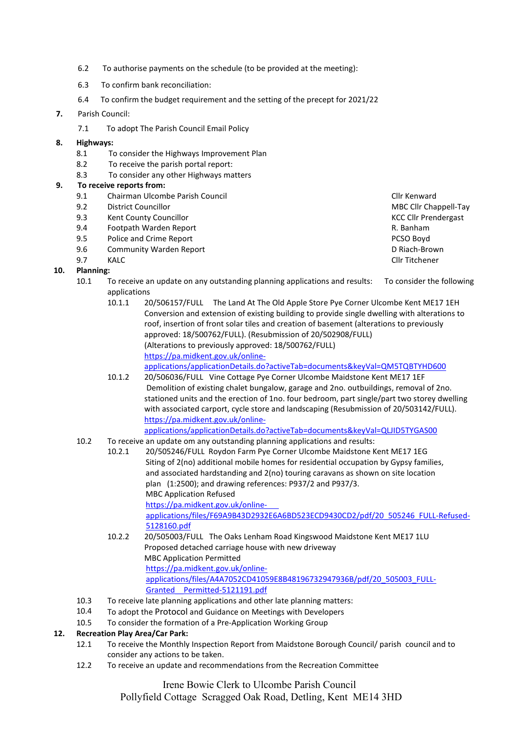6.2 To authorise payments on the schedule (to be provided at the meeting):

6.3 To confirm bank reconciliation:

6.4 To confirm the budget requirement and the setting of the precept for 2021/22

**7.** Parish Council:

7.1 To adopt The Parish Council Email Policy

**8. Highways:**

8.1 To consider the Highways Improvement Plan
8.2 To receive the parish portal report:
8.3 To consider any other Highways matters

**9. To receive reports from:**

| | | |
|---|---|---|
| 9.1 | Chairman Ulcombe Parish Council | Cllr Kenward |
| 9.2 | District Councillor | MBC Cllr Chappell-Tay |
| 9.3 | Kent County Councillor | KCC Cllr Prendergast |
| 9.4 | Footpath Warden Report | R. Banham |
| 9.5 | Police and Crime Report | PCSO Boyd |
| 9.6 | Community Warden Report | D Riach-Brown |
| 9.7 | KALC | Cllr Titchener |

**10. Planning:**

10.1 To receive an update on any outstanding planning applications and results: To consider the following applications

10.1.1 20/506157/FULL The Land At The Old Apple Store Pye Corner Ulcombe Kent ME17 1EH Conversion and extension of existing building to provide single dwelling with alterations to roof, insertion of front solar tiles and creation of basement (alterations to previously approved: 18/500762/FULL). (Resubmission of 20/502908/FULL) (Alterations to previously approved: 18/500762/FULL)
https://pa.midkent.gov.uk/online-applications/applicationDetails.do?activeTab=documents&keyVal=QM5TQBTYHD600

10.1.2 20/506036/FULL Vine Cottage Pye Corner Ulcombe Maidstone Kent ME17 1EF Demolition of existing chalet bungalow, garage and 2no. outbuildings, removal of 2no. stationed units and the erection of 1no. four bedroom, part single/part two storey dwelling with associated carport, cycle store and landscaping (Resubmission of 20/503142/FULL).
https://pa.midkent.gov.uk/online-applications/applicationDetails.do?activeTab=documents&keyVal=QLJID5TYGAS00

10.2 To receive an update om any outstanding planning applications and results:

10.2.1 20/505246/FULL Roydon Farm Pye Corner Ulcombe Maidstone Kent ME17 1EG Siting of 2(no) additional mobile homes for residential occupation by Gypsy families, and associated hardstanding and 2(no) touring caravans as shown on site location plan (1:2500); and drawing references: P937/2 and P937/3.
MBC Application Refused
https://pa.midkent.gov.uk/online-applications/files/F69A9B43D2932E6A6BD523ECD9430CD2/pdf/20_505246_FULL-Refused-5128160.pdf

10.2.2 20/505003/FULL The Oaks Lenham Road Kingswood Maidstone Kent ME17 1LU Proposed detached carriage house with new driveway
MBC Application Permitted
https://pa.midkent.gov.uk/online-applications/files/A4A7052CD41059E8B48196732947936B/pdf/20_505003_FULL-Granted__Permitted-5121191.pdf

10.3 To receive late planning applications and other late planning matters:
10.4 To adopt the Protocol and Guidance on Meetings with Developers
10.5 To consider the formation of a Pre-Application Working Group

**12. Recreation Play Area/Car Park:**

12.1 To receive the Monthly Inspection Report from Maidstone Borough Council/ parish council and to consider any actions to be taken.
12.2 To receive an update and recommendations from the Recreation Committee

Irene Bowie Clerk to Ulcombe Parish Council
Pollyfield Cottage Scragged Oak Road, Detling, Kent ME14 3HD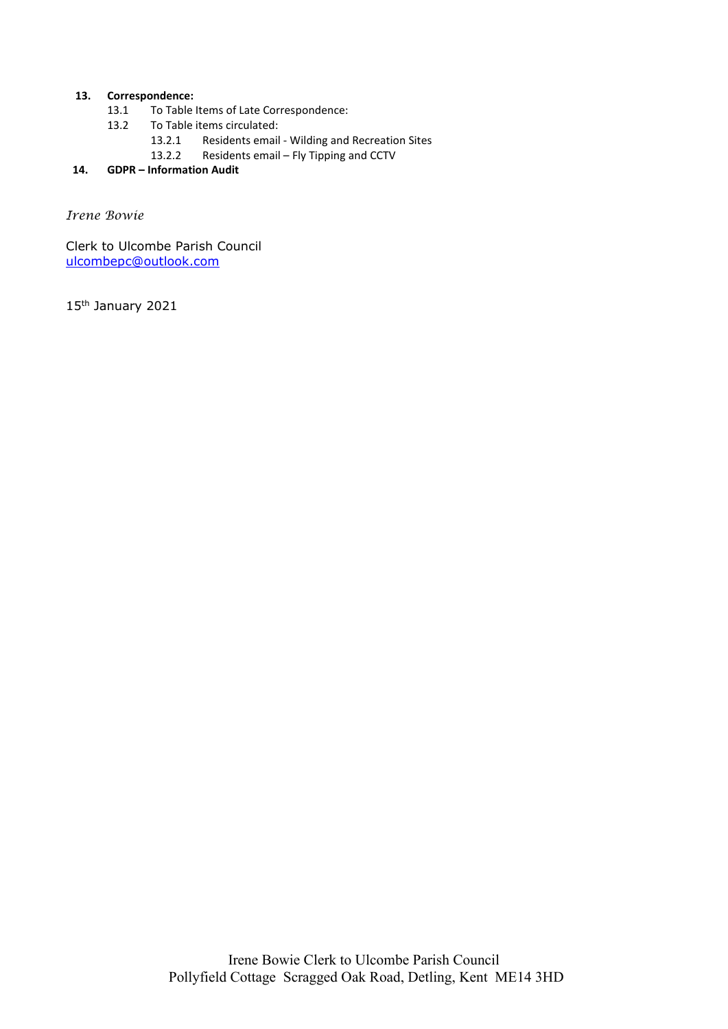**13. Correspondence:**

13.1 To Table Items of Late Correspondence:

13.2 To Table items circulated:

13.2.1 Residents email - Wilding and Recreation Sites

13.2.2 Residents email – Fly Tipping and CCTV

**14. GDPR – Information Audit**

*Irene Bowie*

Clerk to Ulcombe Parish Council
ulcombepc@outlook.com

15th January 2021

Irene Bowie Clerk to Ulcombe Parish Council
Pollyfield Cottage Scragged Oak Road, Detling, Kent ME14 3HD